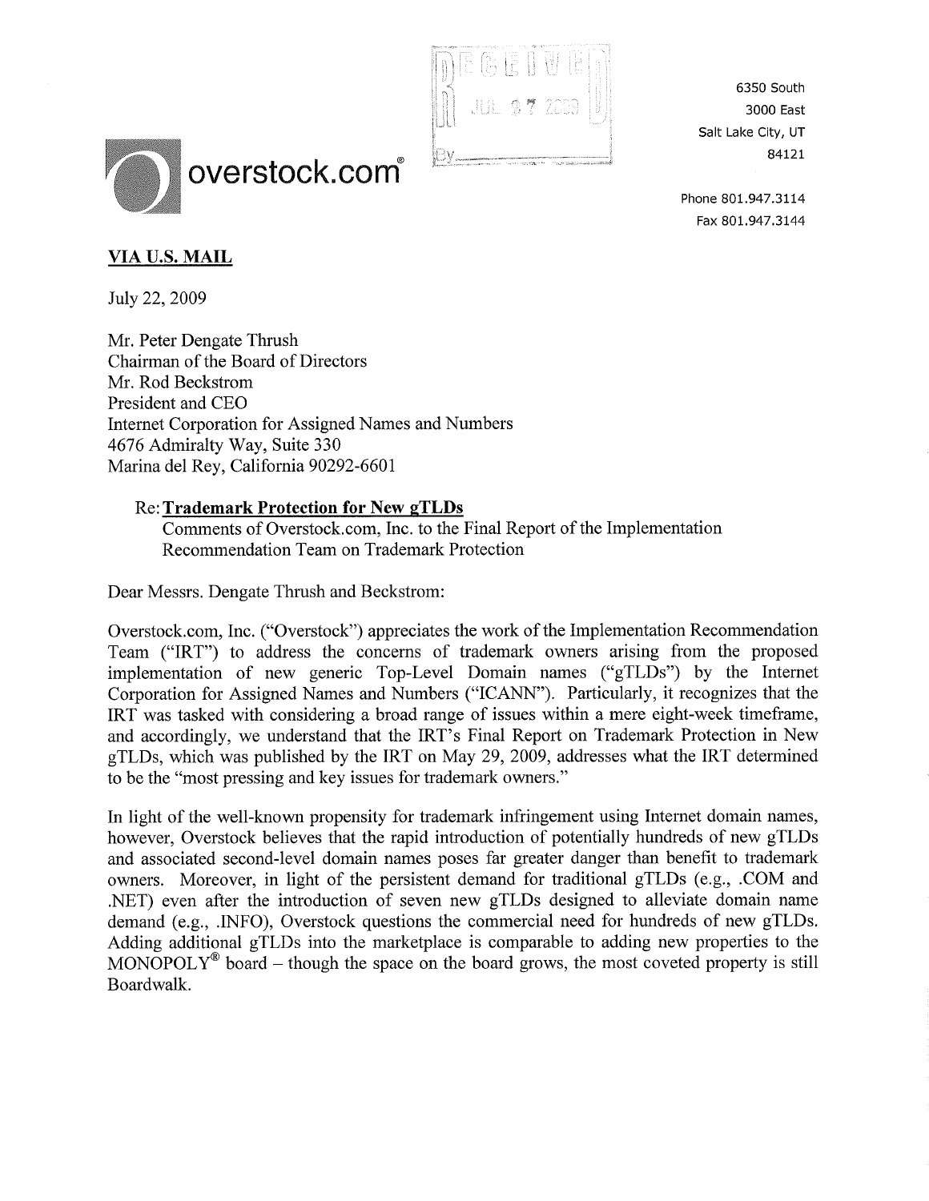overstock.com®

6350 South
3000 East
Salt Lake City, UT
84121

Phone 801.947.3114
Fax 801.947.3144

RECEIVED
JUL 27 2009
By

**VIA U.S. MAIL**

July 22, 2009

Mr. Peter Dengate Thrush
Chairman of the Board of Directors
Mr. Rod Beckstrom
President and CEO
Internet Corporation for Assigned Names and Numbers
4676 Admiralty Way, Suite 330
Marina del Rey, California 90292-6601

Re: **Trademark Protection for New gTLDs**
Comments of Overstock.com, Inc. to the Final Report of the Implementation Recommendation Team on Trademark Protection

Dear Messrs. Dengate Thrush and Beckstrom:

Overstock.com, Inc. ("Overstock") appreciates the work of the Implementation Recommendation Team ("IRT") to address the concerns of trademark owners arising from the proposed implementation of new generic Top-Level Domain names ("gTLDs") by the Internet Corporation for Assigned Names and Numbers ("ICANN"). Particularly, it recognizes that the IRT was tasked with considering a broad range of issues within a mere eight-week timeframe, and accordingly, we understand that the IRT's Final Report on Trademark Protection in New gTLDs, which was published by the IRT on May 29, 2009, addresses what the IRT determined to be the "most pressing and key issues for trademark owners."

In light of the well-known propensity for trademark infringement using Internet domain names, however, Overstock believes that the rapid introduction of potentially hundreds of new gTLDs and associated second-level domain names poses far greater danger than benefit to trademark owners. Moreover, in light of the persistent demand for traditional gTLDs (e.g., .COM and .NET) even after the introduction of seven new gTLDs designed to alleviate domain name demand (e.g., .INFO), Overstock questions the commercial need for hundreds of new gTLDs. Adding additional gTLDs into the marketplace is comparable to adding new properties to the MONOPOLY® board – though the space on the board grows, the most coveted property is still Boardwalk.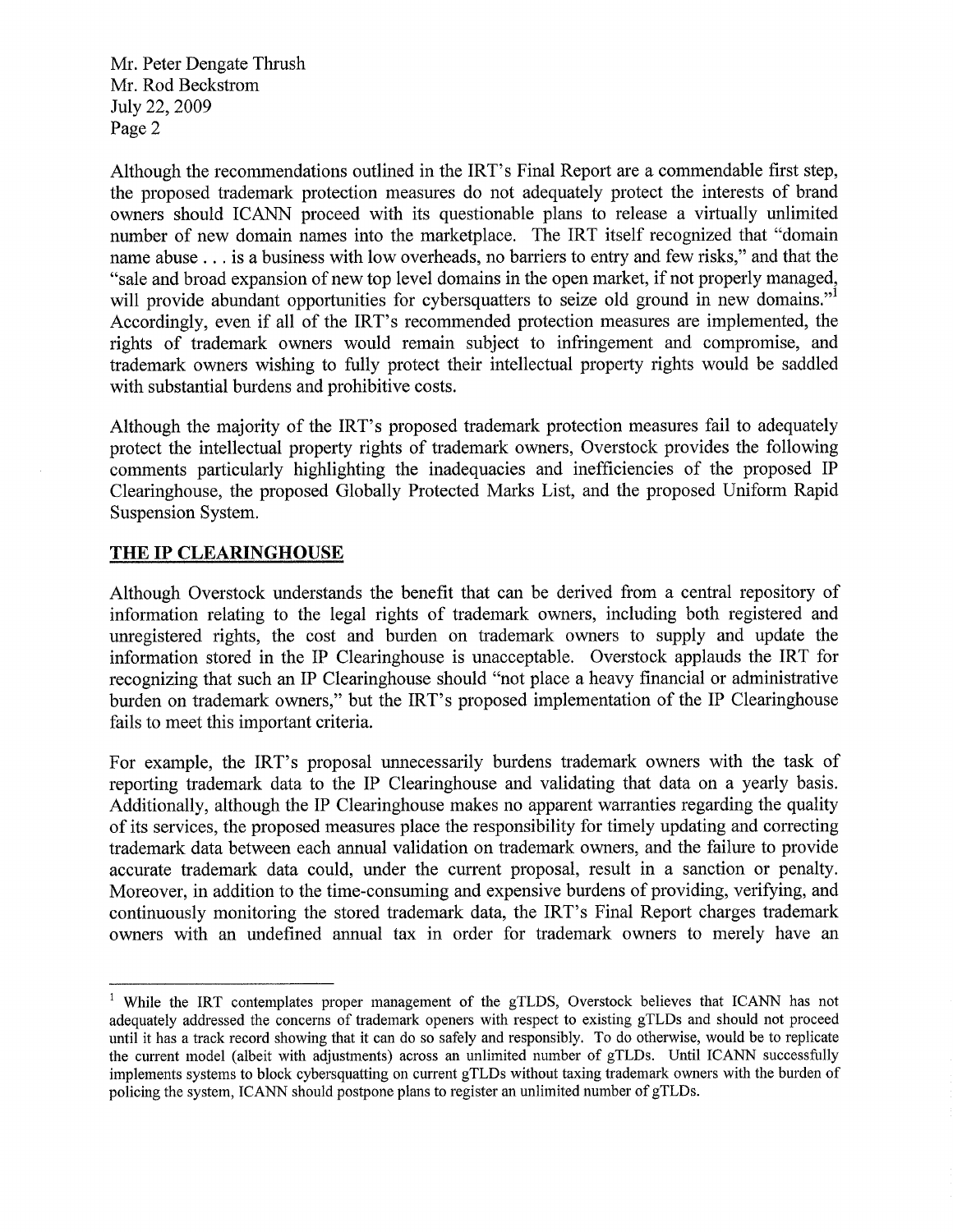Although the recommendations outlined in the IRT's Final Report are a commendable first step, the proposed trademark protection measures do not adequately protect the interests of brand owners should ICANN proceed with its questionable plans to release a virtually unlimited number of new domain names into the marketplace. The IRT itself recognized that "domain name abuse . . . is a business with low overheads, no barriers to entry and few risks," and that the "sale and broad expansion of new top level domains in the open market, if not properly managed, will provide abundant opportunities for cybersquatters to seize old ground in new domains."[1] Accordingly, even if all of the IRT's recommended protection measures are implemented, the rights of trademark owners would remain subject to infringement and compromise, and trademark owners wishing to fully protect their intellectual property rights would be saddled with substantial burdens and prohibitive costs.

Although the majority of the IRT's proposed trademark protection measures fail to adequately protect the intellectual property rights of trademark owners, Overstock provides the following comments particularly highlighting the inadequacies and inefficiencies of the proposed IP Clearinghouse, the proposed Globally Protected Marks List, and the proposed Uniform Rapid Suspension System.

## THE IP CLEARINGHOUSE

Although Overstock understands the benefit that can be derived from a central repository of information relating to the legal rights of trademark owners, including both registered and unregistered rights, the cost and burden on trademark owners to supply and update the information stored in the IP Clearinghouse is unacceptable. Overstock applauds the IRT for recognizing that such an IP Clearinghouse should "not place a heavy financial or administrative burden on trademark owners," but the IRT's proposed implementation of the IP Clearinghouse fails to meet this important criteria.

For example, the IRT's proposal unnecessarily burdens trademark owners with the task of reporting trademark data to the IP Clearinghouse and validating that data on a yearly basis. Additionally, although the IP Clearinghouse makes no apparent warranties regarding the quality of its services, the proposed measures place the responsibility for timely updating and correcting trademark data between each annual validation on trademark owners, and the failure to provide accurate trademark data could, under the current proposal, result in a sanction or penalty. Moreover, in addition to the time-consuming and expensive burdens of providing, verifying, and continuously monitoring the stored trademark data, the IRT's Final Report charges trademark owners with an undefined annual tax in order for trademark owners to merely have an

---

[1] While the IRT contemplates proper management of the gTLDS, Overstock believes that ICANN has not adequately addressed the concerns of trademark openers with respect to existing gTLDs and should not proceed until it has a track record showing that it can do so safely and responsibly. To do otherwise, would be to replicate the current model (albeit with adjustments) across an unlimited number of gTLDs. Until ICANN successfully implements systems to block cybersquatting on current gTLDs without taxing trademark owners with the burden of policing the system, ICANN should postpone plans to register an unlimited number of gTLDs.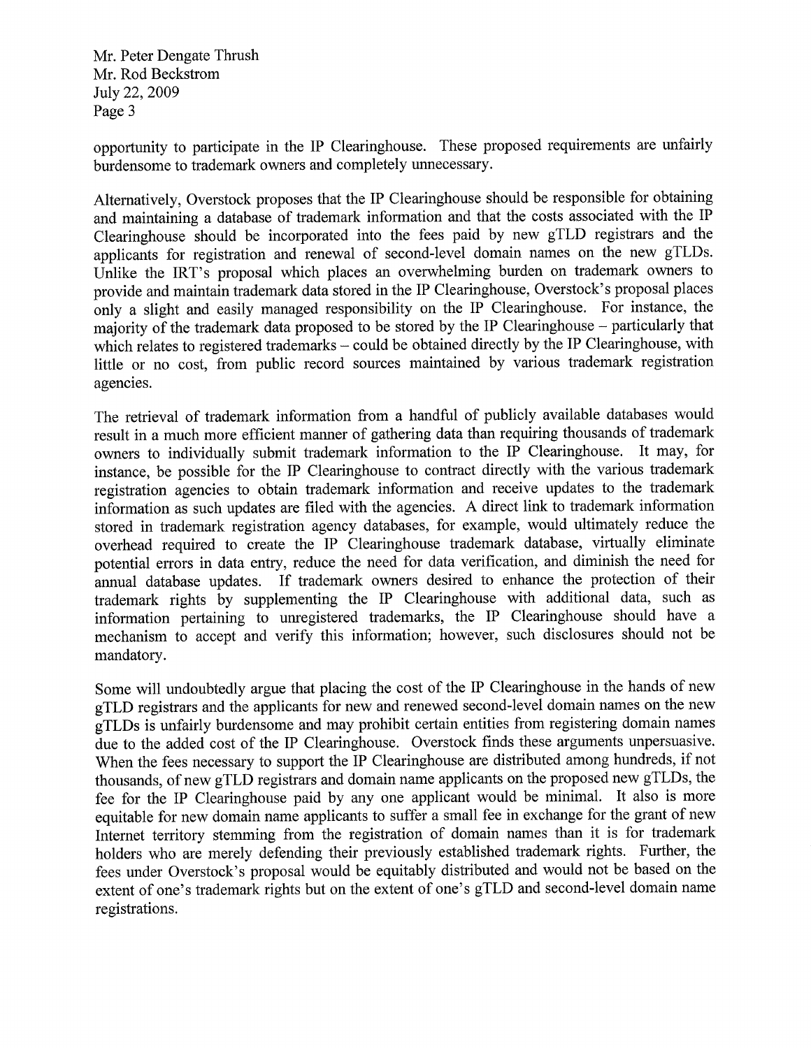opportunity to participate in the IP Clearinghouse. These proposed requirements are unfairly burdensome to trademark owners and completely unnecessary.

Alternatively, Overstock proposes that the IP Clearinghouse should be responsible for obtaining and maintaining a database of trademark information and that the costs associated with the IP Clearinghouse should be incorporated into the fees paid by new gTLD registrars and the applicants for registration and renewal of second-level domain names on the new gTLDs. Unlike the IRT's proposal which places an overwhelming burden on trademark owners to provide and maintain trademark data stored in the IP Clearinghouse, Overstock's proposal places only a slight and easily managed responsibility on the IP Clearinghouse. For instance, the majority of the trademark data proposed to be stored by the IP Clearinghouse – particularly that which relates to registered trademarks – could be obtained directly by the IP Clearinghouse, with little or no cost, from public record sources maintained by various trademark registration agencies.

The retrieval of trademark information from a handful of publicly available databases would result in a much more efficient manner of gathering data than requiring thousands of trademark owners to individually submit trademark information to the IP Clearinghouse. It may, for instance, be possible for the IP Clearinghouse to contract directly with the various trademark registration agencies to obtain trademark information and receive updates to the trademark information as such updates are filed with the agencies. A direct link to trademark information stored in trademark registration agency databases, for example, would ultimately reduce the overhead required to create the IP Clearinghouse trademark database, virtually eliminate potential errors in data entry, reduce the need for data verification, and diminish the need for annual database updates. If trademark owners desired to enhance the protection of their trademark rights by supplementing the IP Clearinghouse with additional data, such as information pertaining to unregistered trademarks, the IP Clearinghouse should have a mechanism to accept and verify this information; however, such disclosures should not be mandatory.

Some will undoubtedly argue that placing the cost of the IP Clearinghouse in the hands of new gTLD registrars and the applicants for new and renewed second-level domain names on the new gTLDs is unfairly burdensome and may prohibit certain entities from registering domain names due to the added cost of the IP Clearinghouse. Overstock finds these arguments unpersuasive. When the fees necessary to support the IP Clearinghouse are distributed among hundreds, if not thousands, of new gTLD registrars and domain name applicants on the proposed new gTLDs, the fee for the IP Clearinghouse paid by any one applicant would be minimal. It also is more equitable for new domain name applicants to suffer a small fee in exchange for the grant of new Internet territory stemming from the registration of domain names than it is for trademark holders who are merely defending their previously established trademark rights. Further, the fees under Overstock's proposal would be equitably distributed and would not be based on the extent of one's trademark rights but on the extent of one's gTLD and second-level domain name registrations.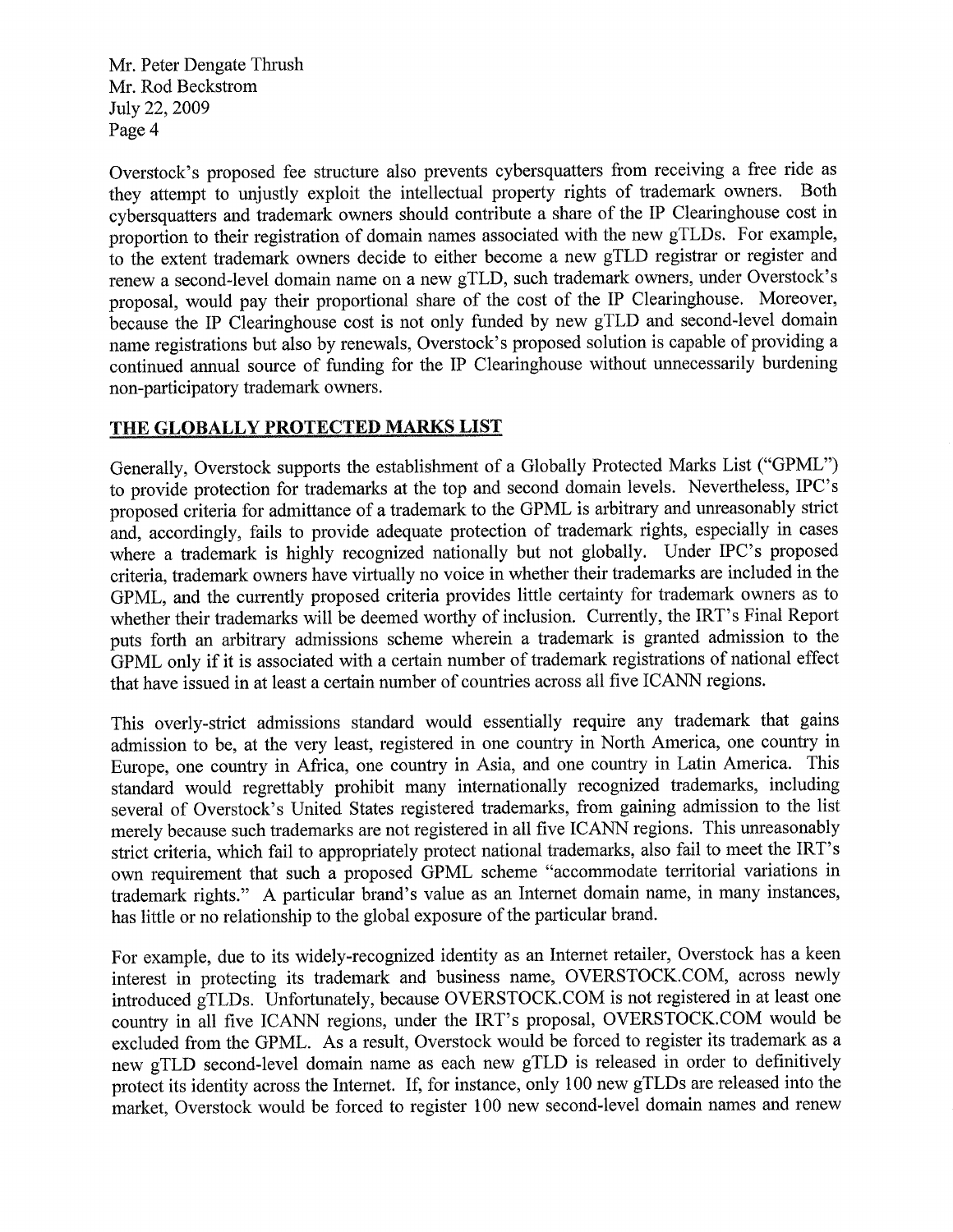Overstock's proposed fee structure also prevents cybersquatters from receiving a free ride as they attempt to unjustly exploit the intellectual property rights of trademark owners. Both cybersquatters and trademark owners should contribute a share of the IP Clearinghouse cost in proportion to their registration of domain names associated with the new gTLDs. For example, to the extent trademark owners decide to either become a new gTLD registrar or register and renew a second-level domain name on a new gTLD, such trademark owners, under Overstock's proposal, would pay their proportional share of the cost of the IP Clearinghouse. Moreover, because the IP Clearinghouse cost is not only funded by new gTLD and second-level domain name registrations but also by renewals, Overstock's proposed solution is capable of providing a continued annual source of funding for the IP Clearinghouse without unnecessarily burdening non-participatory trademark owners.

## THE GLOBALLY PROTECTED MARKS LIST

Generally, Overstock supports the establishment of a Globally Protected Marks List ("GPML") to provide protection for trademarks at the top and second domain levels. Nevertheless, IPC's proposed criteria for admittance of a trademark to the GPML is arbitrary and unreasonably strict and, accordingly, fails to provide adequate protection of trademark rights, especially in cases where a trademark is highly recognized nationally but not globally. Under IPC's proposed criteria, trademark owners have virtually no voice in whether their trademarks are included in the GPML, and the currently proposed criteria provides little certainty for trademark owners as to whether their trademarks will be deemed worthy of inclusion. Currently, the IRT's Final Report puts forth an arbitrary admissions scheme wherein a trademark is granted admission to the GPML only if it is associated with a certain number of trademark registrations of national effect that have issued in at least a certain number of countries across all five ICANN regions.

This overly-strict admissions standard would essentially require any trademark that gains admission to be, at the very least, registered in one country in North America, one country in Europe, one country in Africa, one country in Asia, and one country in Latin America. This standard would regrettably prohibit many internationally recognized trademarks, including several of Overstock's United States registered trademarks, from gaining admission to the list merely because such trademarks are not registered in all five ICANN regions. This unreasonably strict criteria, which fail to appropriately protect national trademarks, also fail to meet the IRT's own requirement that such a proposed GPML scheme "accommodate territorial variations in trademark rights." A particular brand's value as an Internet domain name, in many instances, has little or no relationship to the global exposure of the particular brand.

For example, due to its widely-recognized identity as an Internet retailer, Overstock has a keen interest in protecting its trademark and business name, OVERSTOCK.COM, across newly introduced gTLDs. Unfortunately, because OVERSTOCK.COM is not registered in at least one country in all five ICANN regions, under the IRT's proposal, OVERSTOCK.COM would be excluded from the GPML. As a result, Overstock would be forced to register its trademark as a new gTLD second-level domain name as each new gTLD is released in order to definitively protect its identity across the Internet. If, for instance, only 100 new gTLDs are released into the market, Overstock would be forced to register 100 new second-level domain names and renew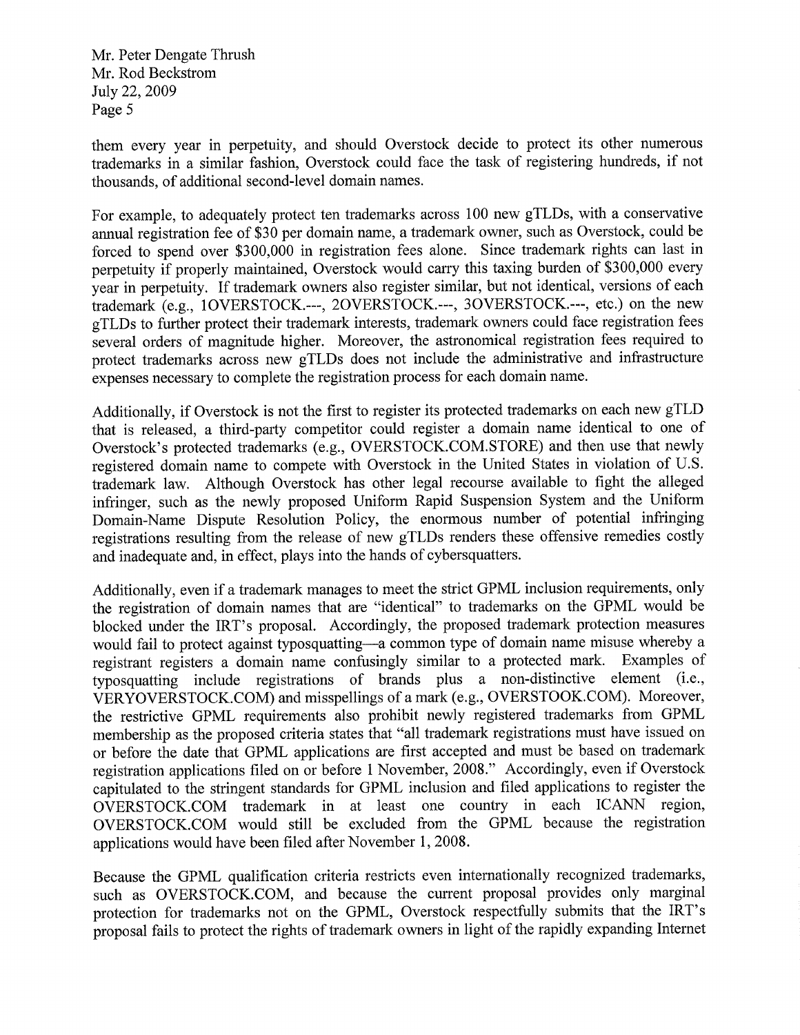them every year in perpetuity, and should Overstock decide to protect its other numerous trademarks in a similar fashion, Overstock could face the task of registering hundreds, if not thousands, of additional second-level domain names.

For example, to adequately protect ten trademarks across 100 new gTLDs, with a conservative annual registration fee of $30 per domain name, a trademark owner, such as Overstock, could be forced to spend over $300,000 in registration fees alone. Since trademark rights can last in perpetuity if properly maintained, Overstock would carry this taxing burden of $300,000 every year in perpetuity. If trademark owners also register similar, but not identical, versions of each trademark (e.g., 1OVERSTOCK.---, 2OVERSTOCK.---, 3OVERSTOCK.---, etc.) on the new gTLDs to further protect their trademark interests, trademark owners could face registration fees several orders of magnitude higher. Moreover, the astronomical registration fees required to protect trademarks across new gTLDs does not include the administrative and infrastructure expenses necessary to complete the registration process for each domain name.

Additionally, if Overstock is not the first to register its protected trademarks on each new gTLD that is released, a third-party competitor could register a domain name identical to one of Overstock's protected trademarks (e.g., OVERSTOCK.COM.STORE) and then use that newly registered domain name to compete with Overstock in the United States in violation of U.S. trademark law. Although Overstock has other legal recourse available to fight the alleged infringer, such as the newly proposed Uniform Rapid Suspension System and the Uniform Domain-Name Dispute Resolution Policy, the enormous number of potential infringing registrations resulting from the release of new gTLDs renders these offensive remedies costly and inadequate and, in effect, plays into the hands of cybersquatters.

Additionally, even if a trademark manages to meet the strict GPML inclusion requirements, only the registration of domain names that are "identical" to trademarks on the GPML would be blocked under the IRT's proposal. Accordingly, the proposed trademark protection measures would fail to protect against typosquatting—a common type of domain name misuse whereby a registrant registers a domain name confusingly similar to a protected mark. Examples of typosquatting include registrations of brands plus a non-distinctive element (i.e., VERYOVERSTOCK.COM) and misspellings of a mark (e.g., OVERSTOOK.COM). Moreover, the restrictive GPML requirements also prohibit newly registered trademarks from GPML membership as the proposed criteria states that "all trademark registrations must have issued on or before the date that GPML applications are first accepted and must be based on trademark registration applications filed on or before 1 November, 2008." Accordingly, even if Overstock capitulated to the stringent standards for GPML inclusion and filed applications to register the OVERSTOCK.COM trademark in at least one country in each ICANN region, OVERSTOCK.COM would still be excluded from the GPML because the registration applications would have been filed after November 1, 2008.

Because the GPML qualification criteria restricts even internationally recognized trademarks, such as OVERSTOCK.COM, and because the current proposal provides only marginal protection for trademarks not on the GPML, Overstock respectfully submits that the IRT's proposal fails to protect the rights of trademark owners in light of the rapidly expanding Internet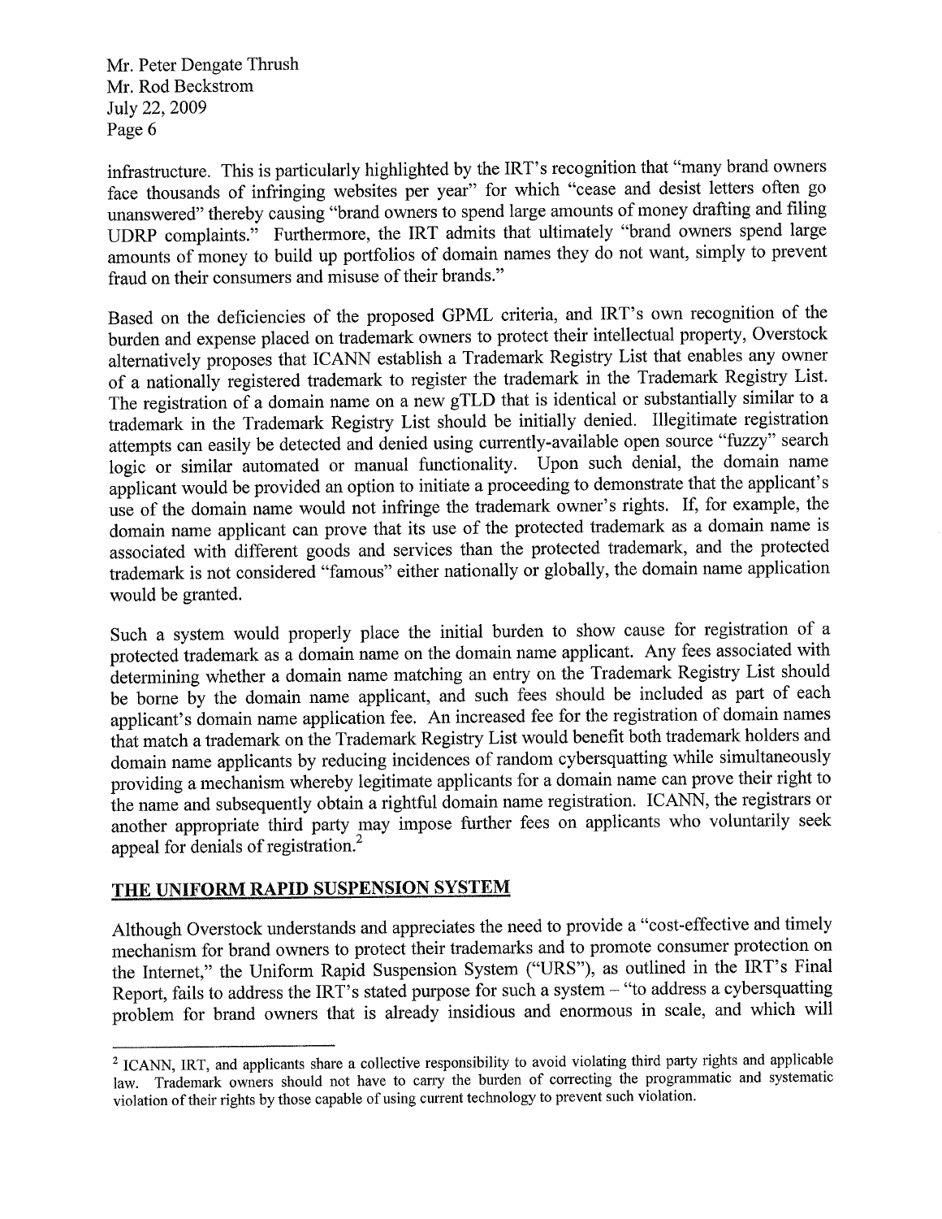infrastructure. This is particularly highlighted by the IRT's recognition that "many brand owners face thousands of infringing websites per year" for which "cease and desist letters often go unanswered" thereby causing "brand owners to spend large amounts of money drafting and filing UDRP complaints." Furthermore, the IRT admits that ultimately "brand owners spend large amounts of money to build up portfolios of domain names they do not want, simply to prevent fraud on their consumers and misuse of their brands."

Based on the deficiencies of the proposed GPML criteria, and IRT's own recognition of the burden and expense placed on trademark owners to protect their intellectual property, Overstock alternatively proposes that ICANN establish a Trademark Registry List that enables any owner of a nationally registered trademark to register the trademark in the Trademark Registry List. The registration of a domain name on a new gTLD that is identical or substantially similar to a trademark in the Trademark Registry List should be initially denied. Illegitimate registration attempts can easily be detected and denied using currently-available open source "fuzzy" search logic or similar automated or manual functionality. Upon such denial, the domain name applicant would be provided an option to initiate a proceeding to demonstrate that the applicant's use of the domain name would not infringe the trademark owner's rights. If, for example, the domain name applicant can prove that its use of the protected trademark as a domain name is associated with different goods and services than the protected trademark, and the protected trademark is not considered "famous" either nationally or globally, the domain name application would be granted.

Such a system would properly place the initial burden to show cause for registration of a protected trademark as a domain name on the domain name applicant. Any fees associated with determining whether a domain name matching an entry on the Trademark Registry List should be borne by the domain name applicant, and such fees should be included as part of each applicant's domain name application fee. An increased fee for the registration of domain names that match a trademark on the Trademark Registry List would benefit both trademark holders and domain name applicants by reducing incidences of random cybersquatting while simultaneously providing a mechanism whereby legitimate applicants for a domain name can prove their right to the name and subsequently obtain a rightful domain name registration. ICANN, the registrars or another appropriate third party may impose further fees on applicants who voluntarily seek appeal for denials of registration.[2]

## THE UNIFORM RAPID SUSPENSION SYSTEM

Although Overstock understands and appreciates the need to provide a "cost-effective and timely mechanism for brand owners to protect their trademarks and to promote consumer protection on the Internet," the Uniform Rapid Suspension System ("URS"), as outlined in the IRT's Final Report, fails to address the IRT's stated purpose for such a system – "to address a cybersquatting problem for brand owners that is already insidious and enormous in scale, and which will

---

[2] ICANN, IRT, and applicants share a collective responsibility to avoid violating third party rights and applicable law. Trademark owners should not have to carry the burden of correcting the programmatic and systematic violation of their rights by those capable of using current technology to prevent such violation.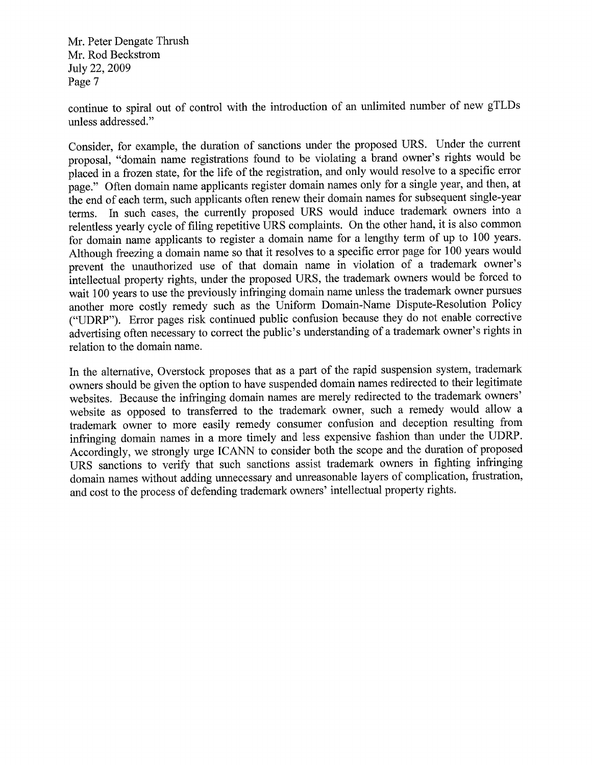continue to spiral out of control with the introduction of an unlimited number of new gTLDs unless addressed."

Consider, for example, the duration of sanctions under the proposed URS. Under the current proposal, "domain name registrations found to be violating a brand owner's rights would be placed in a frozen state, for the life of the registration, and only would resolve to a specific error page." Often domain name applicants register domain names only for a single year, and then, at the end of each term, such applicants often renew their domain names for subsequent single-year terms. In such cases, the currently proposed URS would induce trademark owners into a relentless yearly cycle of filing repetitive URS complaints. On the other hand, it is also common for domain name applicants to register a domain name for a lengthy term of up to 100 years. Although freezing a domain name so that it resolves to a specific error page for 100 years would prevent the unauthorized use of that domain name in violation of a trademark owner's intellectual property rights, under the proposed URS, the trademark owners would be forced to wait 100 years to use the previously infringing domain name unless the trademark owner pursues another more costly remedy such as the Uniform Domain-Name Dispute-Resolution Policy ("UDRP"). Error pages risk continued public confusion because they do not enable corrective advertising often necessary to correct the public's understanding of a trademark owner's rights in relation to the domain name.

In the alternative, Overstock proposes that as a part of the rapid suspension system, trademark owners should be given the option to have suspended domain names redirected to their legitimate websites. Because the infringing domain names are merely redirected to the trademark owners' website as opposed to transferred to the trademark owner, such a remedy would allow a trademark owner to more easily remedy consumer confusion and deception resulting from infringing domain names in a more timely and less expensive fashion than under the UDRP. Accordingly, we strongly urge ICANN to consider both the scope and the duration of proposed URS sanctions to verify that such sanctions assist trademark owners in fighting infringing domain names without adding unnecessary and unreasonable layers of complication, frustration, and cost to the process of defending trademark owners' intellectual property rights.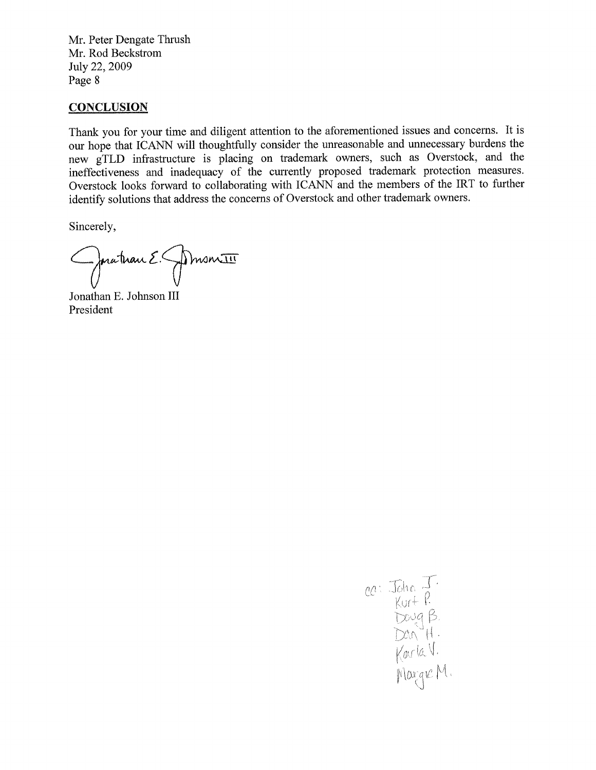## CONCLUSION

Thank you for your time and diligent attention to the aforementioned issues and concerns. It is our hope that ICANN will thoughtfully consider the unreasonable and unnecessary burdens the new gTLD infrastructure is placing on trademark owners, such as Overstock, and the ineffectiveness and inadequacy of the currently proposed trademark protection measures. Overstock looks forward to collaborating with ICANN and the members of the IRT to further identify solutions that address the concerns of Overstock and other trademark owners.

Sincerely,

Jonathan E. Johnson III

Jonathan E. Johnson III
President

cc: John J.
Kurt P.
Doug B.
Dan H.
Karla V.
Margie M.